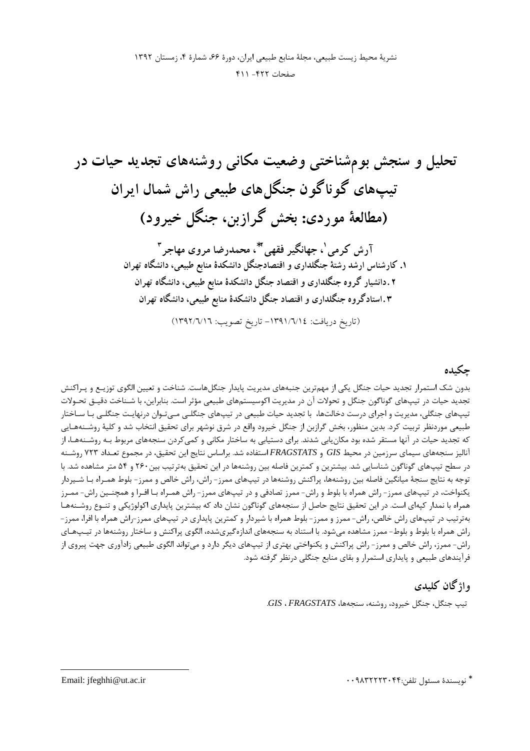# تحلیل و سنجش بوم‌شناختی وضعیت مکانی روشنه‌های تجدید حیات در تیپ‌های گوناگون جنگل‌های طبیعی راش شمال ایران (مطالعهٔ موردی: بخش گرازبن، جنگل خیرود)

**آرش کرمی[1]، جهانگیر فقهی[2]*، محمدرضا مروی مهاجر[3]**

**۱. کارشناس ارشد رشتهٔ جنگلداری و اقتصادجنگل دانشکدهٔ منابع طبیعی، دانشگاه تهران**
**۲.دانشیار گروه جنگلداری و اقتصاد جنگل دانشکدهٔ منابع طبیعی، دانشگاه تهران**
**۳.استادگروه جنگلداری و اقتصاد جنگل دانشکدهٔ منابع طبیعی، دانشگاه تهران**

(تاریخ دریافت: ۱۳۹۱/٦/١٤- تاریخ تصویب: ١٣٩٢/٦/١٦)

## چکیده

بدون شک استمرار تجدید حیات جنگل یکی از مهم‌ترین جنبه‌های مدیریت پایدار جنگل‌هاست. شناخت و تعیین الگوی توزیع و پراکنش تجدید حیات در تیپ‌های گوناگون جنگل و تحولات آن در مدیریت اکوسیستم‌های طبیعی مؤثر است. بنابراین، با شناخت دقیق تحولات تیپ‌های جنگلی، مدیریت و اجرای درست دخالت‌ها، با تجدید حیات طبیعی در تیپ‌های جنگلی می‌توان درنهایت جنگلی با ساختار طبیعی موردنظر تربیت کرد. بدین منظور، بخش گرازبن از جنگل خیرود واقع در شرق نوشهر برای تحقیق انتخاب شد و کلیهٔ روشنه‌هایی که تجدید حیات در آنها مستقر شده بود مکان‌یابی شدند. برای دستیابی به ساختار مکانی و کمی‌کردن سنجه‌های مربوط به روشنه‌ها، از آنالیز سنجه‌های سیمای سرزمین در محیط *GIS* و *FRAGSTATS* استفاده شد. براساس نتایج این تحقیق، در مجموع تعداد ۷۲۳ روشنه در سطح تیپ‌های گوناگون شناسایی شد. بیشترین و کمترین فاصله بین روشنه‌ها در این تحقیق به‌ترتیب بین ۲۶۰ و ۵۴ متر مشاهده شد. با توجه به نتایج سنجهٔ میانگین فاصله بین روشنه‌ها، پراکنش روشنه‌ها در تیپ‌های ممرز- راش همراه، راش خالص و ممرز- بلوط همراه با شیردار یکنواخت، در تیپ‌های ممرز- راش همراه با بلوط و راش- ممرز تصادفی و در تیپ‌های ممرز- راش همراه با افرا و همچنین راش- ممرز همراه با نمدار کپه‌ای است. در این تحقیق نتایج حاصل از سنجه‌های گوناگون نشان داد که بیشترین پایداری اکولوژیکی و تنوع روشنه‌ها به‌ترتیب در تیپ‌های راش خالص، راش- ممرز و ممرز- بلوط همراه با شیردار و کمترین پایداری در تیپ‌های ممرز-راش همراه با افرا، ممرز- راش همراه با بلوط و بلوط- ممرز مشاهده می‌شود. با استناد به سنجه‌های اندازه‌گیری‌شده، الگوی پراکنش و ساختار روشنه‌ها در تیپ‌های راش- ممرز، راش خالص و ممرز- راش پراکنش و یکنواختی بهتری از تیپ‌های دیگر دارد و می‌تواند الگوی طبیعی زادآوری جهت پیروی از فرآیندهای طبیعی و پایداری استمرار و بقای منابع جنگلی درنظر گرفته شود.

## واژگان کلیدی

تیپ جنگل، جنگل خیرود، روشنه، سنجه‌ها، *FRAGSTATS* ، *GIS*.

---

* نویسندهٔ مسئول تلفن:۰۰۹۸۳۲۲۲۳۰۴۴ Email: jfeghhi@ut.ac.ir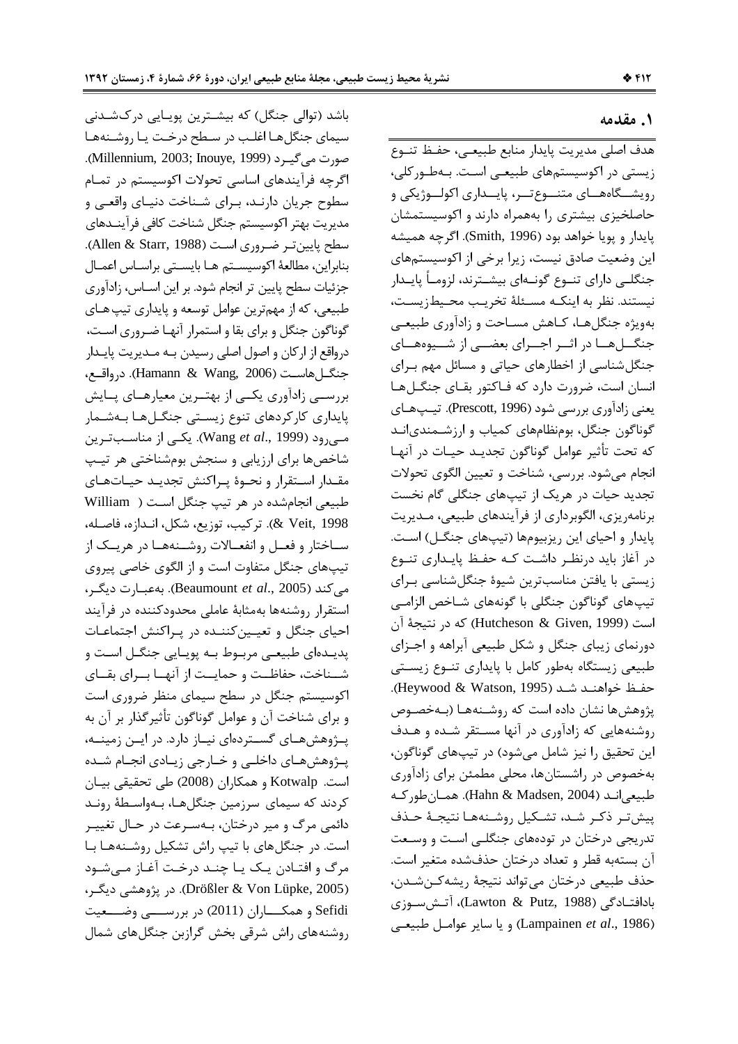## ۱. مقدمه

هدف اصلی مدیریت پایدار منابع طبیعی، حفظ تنوع زیستی در اکوسیستم‌های طبیعی است. به‌طورکلی، رویشگاه‌های متنوع‌تر، پایداری اکولوژیکی و حاصلخیزی بیشتری را به‌همراه دارند و اکوسیستمشان پایدار و پویا خواهد بود (Smith, 1996). اگرچه همیشه این وضعیت صادق نیست، زیرا برخی از اکوسیستم‌های جنگلی دارای تنوع گونه‌ای بیشترند، لزوماً پایدار نیستند. نظر به اینکه مسئلهٔ تخریب محیط‌زیست، به‌ویژه جنگل‌ها، کاهش مساحت و زادآوری طبیعی جنگل‌ها در اثر اجرای بعضی از شیوه‌های جنگل‌شناسی از اخطارهای حیاتی و مسائل مهم برای انسان است، ضرورت دارد که فاکتور بقای جنگل‌ها یعنی زادآوری بررسی شود (Prescott, 1996). تیپ‌های گوناگون جنگل، بوم‌نظام‌های کمیاب و ارزشمندی‌اند که تحت تأثیر عوامل گوناگون تجدید حیات در آنها انجام می‌شود. بررسی، شناخت و تعیین الگوی تحولات تجدید حیات در هریک از تیپ‌های جنگلی گام نخست برنامه‌ریزی، الگوبرداری از فرآیندهای طبیعی، مدیریت پایدار و احیای این ریزبیوم‌ها (تیپ‌های جنگل) است. در آغاز باید درنظر داشت که حفظ پایداری تنوع زیستی با یافتن مناسب‌ترین شیوهٔ جنگل‌شناسی برای تیپ‌های گوناگون جنگلی با گونه‌های شاخص الزامی است (Hutcheson & Given, 1999) که در نتیجهٔ آن دورنمای زیبای جنگل و شکل طبیعی آبراهه و اجزای طبیعی زیستگاه به‌طور کامل با پایداری تنوع زیستی حفظ خواهند شد (Heywood & Watson, 1995). پژوهش‌ها نشان داده است که روشنه‌ها (به‌خصوص روشنه‌هایی که زادآوری در آنها مستقر شده و هدف این تحقیق را نیز شامل می‌شود) در تیپ‌های گوناگون، به‌خصوص در راشستان‌ها، محلی مطمئن برای زادآوری طبیعی‌اند (Hahn & Madsen, 2004). همان‌طورکه پیش‌تر ذکر شد، تشکیل روشنه‌ها نتیجهٔ حذف تدریجی درختان در توده‌های جنگلی است و وسعت آن بسته‌به قطر و تعداد درختان حذف‌شده متغیر است. حذف طبیعی درختان می‌تواند نتیجهٔ ریشه‌کن‌شدن، بادافتادگی (Lawton & Putz, 1988)، آتش‌سوزی (Lampainen *et al*., 1986) و یا سایر عوامل طبیعی باشد (توالی جنگل) که بیشترین پویایی درک‌شدنی سیمای جنگل‌ها اغلب در سطح درخت یا روشنه‌ها صورت می‌گیرد (Millennium, 2003; Inouye, 1999). اگرچه فرآیندهای اساسی تحولات اکوسیستم در تمام سطوح جریان دارند، برای شناخت دنیای واقعی و مدیریت بهتر اکوسیستم جنگل شناخت کافی فرآیندهای سطح پایین‌تر ضروری است (Allen & Starr, 1988). بنابراین، مطالعهٔ اکوسیستم ها بایستی براساس اعمال جزئیات سطح پایین تر انجام شود. بر این اساس، زادآوری طبیعی، که از مهم‌ترین عوامل توسعه و پایداری تیپ‌های گوناگون جنگل و برای بقا و استمرار آنها ضروری است، درواقع از ارکان و اصول اصلی رسیدن به مدیریت پایدار جنگل‌هاست (Hamann & Wang, 2006). درواقع، بررسی زادآوری یکی از بهترین معیارهای پایش پایداری کارکردهای تنوع زیستی جنگل‌ها به‌شمار می‌رود (Wang *et al*., 1999). یکی از مناسب‌ترین شاخص‌ها برای ارزیابی و سنجش بوم‌شناختی هر تیپ مقدار استقرار و نحوهٔ پراکنش تجدید حیات‌های طبیعی انجام‌شده در هر تیپ جنگل است (William & Veit, 1998). ترکیب، توزیع، شکل، اندازه، فاصله، ساختار و فعل و انفعالات روشنه‌ها در هریک از تیپ‌های جنگل متفاوت است و از الگوی خاصی پیروی می‌کند (Beaumount *et al*., 2005). به‌عبارت دیگر، استقرار روشنه‌ها به‌مثابهٔ عاملی محدودکننده در فرآیند احیای جنگل و تعیین‌کننده در پراکنش اجتماعات پدیده‌ای طبیعی مربوط به پویایی جنگل است و شناخت، حفاظت و حمایت از آنها برای بقای اکوسیستم جنگل در سطح سیمای منظر ضروری است و برای شناخت آن و عوامل گوناگون تأثیرگذار بر آن به پژوهش‌های گسترده‌ای نیاز دارد. در این زمینه، پژوهش‌های داخلی و خارجی زیادی انجام شده است. Kotwalp و همکاران (2008) طی تحقیقی بیان کردند که سیمای سرزمین جنگل‌ها، به‌واسطهٔ روند دائمی مرگ و میر درختان، به‌سرعت در حال تغییر است. در جنگل‌های با تیپ راش تشکیل روشنه‌ها با مرگ و افتادن یک یا چند درخت آغاز می‌شود (Drößler & Von Lüpke, 2005). در پژوهشی دیگر، Sefidi و همکاران (2011) در بررسی وضعیت روشنه‌های راش شرقی بخش گرازبن جنگل‌های شمال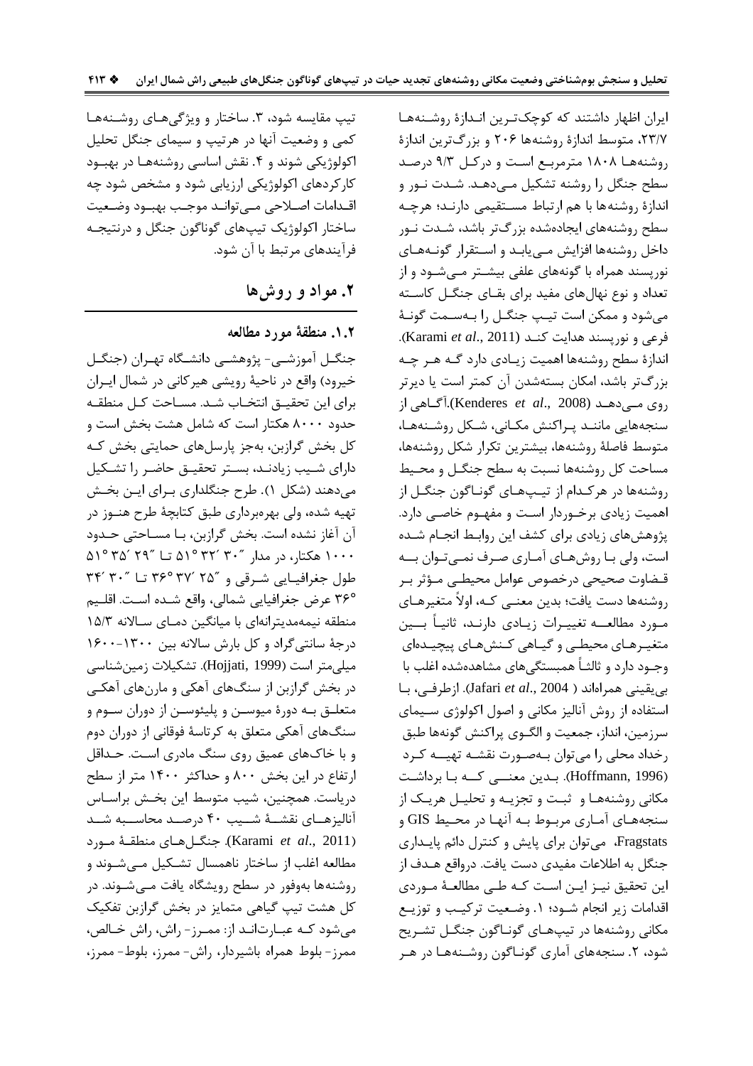ایران اظهار داشتند که کوچک‌ترین اندازۀ روشنه‌ها ۲۳/۷، متوسط اندازۀ روشنه‌ها ۲۰۶ و بزرگ‌ترین اندازۀ روشنه‌ها ۱۸۰۸ مترمربع است و درکل ۹/۳ درصد سطح جنگل را روشنه تشکیل می‌دهد. شدت نور و اندازۀ روشنه‌ها با هم ارتباط مستقیمی دارند؛ هرچه سطح روشنه‌های ایجادشده بزرگ‌تر باشد، شدت نور داخل روشنه‌ها افزایش می‌یابد و استقرار گونه‌های نورپسند همراه با گونه‌های علفی بیشتر می‌شود و از تعداد و نوع نهال‌های مفید برای بقای جنگل کاسته می‌شود و ممکن است تیپ جنگل را به‌سمت گونۀ فرعی و نورپسند هدایت کند (Karami *et al*., 2011). اندازۀ سطح روشنه‌ها اهمیت زیادی دارد که هر چه بزرگ‌تر باشد، امکان بسته‌شدن آن کمتر است یا دیرتر روی می‌دهد (Kenderes *et al*., 2008).آگاهی از سنجه‌هایی مانند پراکنش مکانی، شکل روشنه‌ها، متوسط فاصلۀ روشنه‌ها، بیشترین تکرار شکل روشنه‌ها، مساحت کل روشنه‌ها نسبت به سطح جنگل و محیط روشنه‌ها در هرکدام از تیپ‌های گوناگون جنگل از اهمیت زیادی برخوردار است و مفهوم خاصی دارد. پژوهش‌های زیادی برای کشف این روابط انجام شده است، ولی با روش‌های آماری صرف نمی‌توان به قضاوت صحیحی درخصوص عوامل محیطی مؤثر بر روشنه‌ها دست یافت؛ بدین معنی که، اولاً متغیرهای مورد مطالعه تغییرات زیادی دارند، ثانیاً بین متغیرهای محیطی و گیاهی کنش‌های پیچیده‌ای وجود دارد و ثالثاً همبستگی‌های مشاهده‌شده اغلب با بی‌یقینی همراه‌اند (Jafari *et al*., 2004). ازطرفی، با استفاده از روش آنالیز مکانی و اصول اکولوژی سیمای سرزمین، انداز، جمعیت و الگوی پراکنش گونه‌ها طبق رخداد محلی را می‌توان به‌صورت نقشه تهیه کرد (Hoffmann, 1996). بدین معنی که با برداشت مکانی روشنه‌ها و ثبت و تجزیه و تحلیل هریک از سنجه‌های آماری مربوط به آنها در محیط GIS و Fragstats، می‌توان برای پایش و کنترل دائم پایداری جنگل به اطلاعات مفیدی دست یافت. درواقع هدف از این تحقیق نیز این است که طی مطالعۀ موردی اقدامات زیر انجام شود؛ ۱. وضعیت ترکیب و توزیع مکانی روشنه‌ها در تیپ‌های گوناگون جنگل تشریح شود، ۲. سنجه‌های آماری گوناگون روشنه‌ها در هر تیپ مقایسه شود، ۳. ساختار و ویژگی‌های روشنه‌ها کمی و وضعیت آنها در هرتیپ و سیمای جنگل تحلیل اکولوژیکی شوند و ۴. نقش اساسی روشنه‌ها در بهبود کارکردهای اکولوژیکی ارزیابی شود و مشخص شود چه اقدامات اصلاحی می‌تواند موجب بهبود وضعیت ساختار اکولوژیک تیپ‌های گوناگون جنگل و درنتیجه فرآیندهای مرتبط با آن شود.

## ۲. مواد و روش‌ها

### ۱.۲. منطقۀ مورد مطالعه

جنگل آموزشی- پژوهشی دانشگاه تهران (جنگل خیرود) واقع در ناحیۀ رویشی هیرکانی در شمال ایران برای این تحقیق انتخاب شد. مساحت کل منطقه حدود ۸۰۰۰ هکتار است که شامل هشت بخش است و کل بخش گرازبن، به‌جز پارسل‌های حمایتی بخش که دارای شیب زیادند، بستر تحقیق حاضر را تشکیل می‌دهند (شکل ۱). طرح جنگلداری برای این بخش تهیه شده، ولی بهره‌برداری طبق کتابچۀ طرح هنوز در آن آغاز نشده است. بخش گرازبن، با مساحتی حدود ۱۰۰۰ هکتار، در مدار ″۳۰ ′۳۲ °۵۱ تا ″۲۹ ′۳۵ °۵۱ طول جغرافیایی شرقی و ″۲۵ ′۳۷ °۳۶ تا ″۳۰ ′۳۴ °۳۶ عرض جغرافیایی شمالی، واقع شده است. اقلیم منطقه نیمه‌مدیترانه‌ای با میانگین دمای سالانه ۱۵/۳ درجۀ سانتی‌گراد و کل بارش سالانه بین ۱۳۰۰-۱۶۰۰ میلی‌متر است (Hojjati, 1999). تشکیلات زمین‌شناسی در بخش گرازبن از سنگ‌های آهکی و مارن‌های آهکی متعلق به دورۀ میوسن و پلیئوسن از دوران سوم و سنگ‌های آهکی متعلق به کرتاسۀ فوقانی از دوران دوم و با خاک‌های عمیق روی سنگ مادری است. حداقل ارتفاع در این بخش ۸۰۰ و حداکثر ۱۴۰۰ متر از سطح دریاست. همچنین، شیب متوسط این بخش براساس آنالیزهای نقشۀ شیب ۴۰ درصد محاسبه شد (Karami *et al*., 2011). جنگل‌های منطقۀ مورد مطالعه اغلب از ساختار ناهمسال تشکیل می‌شوند و روشنه‌ها به‌وفور در سطح رویشگاه یافت می‌شوند. در کل هشت تیپ گیاهی متمایز در بخش گرازبن تفکیک می‌شود که عبارت‌اند از: ممرز- راش، راش خالص، ممرز- بلوط همراه باشیردار، راش- ممرز، بلوط- ممرز،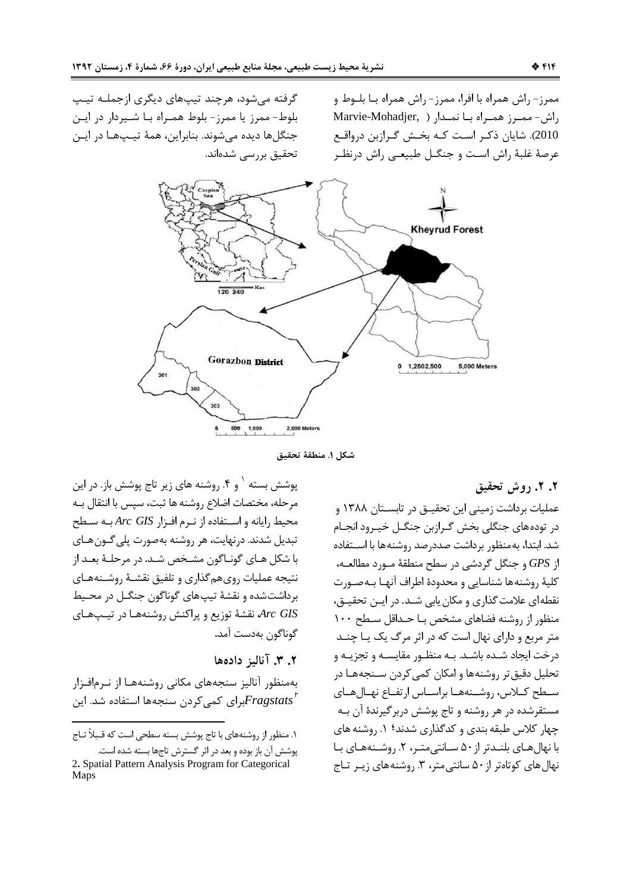ممرز- راش همراه با افرا، ممرز- راش همراه با بلـوط و راش- ممـرز همـراه بـا نمـدار (Marvie-Mohadjer, 2010). شایان ذکـر اسـت کـه بخـش گـرازبن درواقـع عرصهٔ غلبهٔ راش اسـت و جنگـل طبیعـی راش درنظـر گرفته می‌شود، هرچند تیپ‌های دیگری ازجملـه تیـپ بلوط- ممرز یا ممرز- بلوط همـراه بـا شـیردار در ایـن جنگل‌ها دیده می‌شوند. بنابراین، همهٔ تیـپ‌هـا در ایـن تحقیق بررسی شده‌اند.

شکل ۱. منطقهٔ تحقیق

### ۲. ۲. روش تحقیق

عملیات برداشت زمینی این تحقیـق در تابسـتان ۱۳۸۸ و در توده‌های جنگلی بخش گـرازبن جنگـل خیـرود انجـام شد. ابتدا، به‌منظور برداشت صددرصد روشنه‌ها با اسـتفاده از *GPS* و جنگل گردشی در سطح منطقهٔ مـورد مطالعـه، کلیهٔ روشنه‌ها شناسایی و محدودهٔ اطراف آنهـا بـه‌صـورت نقطه‌ای علامت‌گذاری و مکان‌یابی شـد. در ایـن تحقیـق، منظور از روشنه فضاهای مشخص بـا حـداقل سـطح ۱۰۰ متر مربع و دارای نهال است که در اثر مرگ یک یـا چنـد درخت ایجاد شـده باشـد. بـه منظـور مقایسـه و تجزیـه و تحلیل دقیق‌تر روشنه‌ها و امکان کمی‌کردن سـنجه‌هـا در سـطح کـلاس، روشـنه‌هـا براسـاس ارتفـاع نهـال‌هـای مستقرشده در هر روشنه و تاج پوشش دربرگیرندهٔ آن بـه چهار کلاس طبقه بندی و کدگذاری شدند؛ ۱. روشنه های با نهال‌هـای بلنـدتر از ۵۰ سـانتی‌متـر، ۲. روشـنه‌هـای بـا نهال‌های کوتاه‌تر از ۵۰ سانتی‌متر، ۳. روشنه‌های زیـر تـاج پوشش بسته [۱] و ۴. روشنه های زیر تاج پوشش باز. در این مرحله، مختصات اضلاع روشنه ها ثبت، سپس با انتقال بـه محیط رایانه و اسـتفاده از نـرم افـزار *Arc GIS* بـه سـطح تبدیل شدند. درنهایت، هر روشنه به‌صورت پلی‌گـون‌هـای با شکل هـای گونـاگون مشـخص شـد. در مرحلـهٔ بعـد از نتیجه عملیات روی‌هم‌گذاری و تلفیق نقشـهٔ روشـنه‌هـای برداشت‌شده و نقشهٔ تیپ‌های گوناگون جنگـل در محـیط *Arc GIS* نقشهٔ توزیع و پراکنش روشنه‌هـا در تیـپ‌هـای گوناگون به‌دست آمد.

### ۲. ۳. آنالیز داده‌ها

به‌منظور آنالیز سنجه‌های مکانی روشنه‌هـا از نـرم‌افـزار *Fragstats* [۲] برای کمی‌کردن سنجه‌ها استفاده شد. این

---

۱. منظور از روشنه‌های با تاج پوشش بسته سطحی است که قـبلاً تـاج پوشش آن باز بوده و بعد در اثر گسترش تاج‌ها بسته شده است.

2. Spatial Pattern Analysis Program for Categorical Maps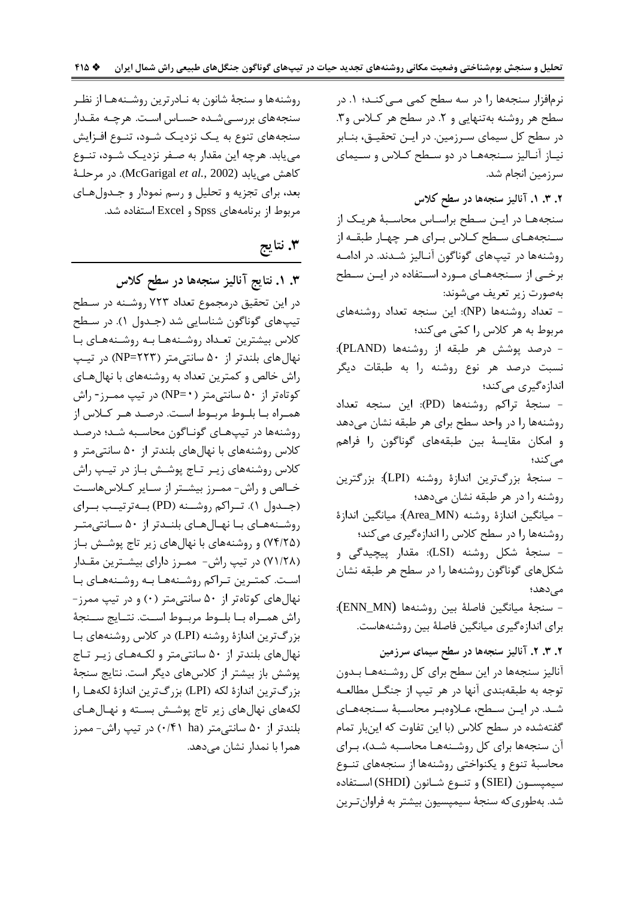نرم‌افزار سنجه‌ها را در سه سطح کمی می‌کند؛ ۱. در سطح هر روشنه به‌تنهایی و ۲. در سطح هر کلاس و۳. در سطح کل سیمای سرزمین. در این تحقیق، بنابر نیاز آنالیز سنجه‌ها در دو سطح کلاس و سیمای سرزمین انجام شد.

**۲. ۳. ۱. آنالیز سنجه‌ها در سطح کلاس**

سنجه‌ها در این سطح براساس محاسبهٔ هریک از سنجه‌های سطح کلاس برای هر چهار طبقه از روشنه‌ها در تیپ‌های گوناگون آنالیز شدند. در ادامه برخی از سنجه‌های مورد استفاده در این سطح به‌صورت زیر تعریف می‌شوند:

- تعداد روشنه‌ها (NP): این سنجه تعداد روشنه‌های مربوط به هر کلاس را کمّی می‌کند؛
- درصد پوشش هر طبقه از روشنه‌ها (PLAND): نسبت درصد هر نوع روشنه را به طبقات دیگر اندازه‌گیری می‌کند؛
- سنجهٔ تراکم روشنه‌ها (PD): این سنجه تعداد روشنه‌ها را در واحد سطح برای هر طبقه نشان می‌دهد و امکان مقایسهٔ بین طبقه‌های گوناگون را فراهم می‌کند؛
- سنجهٔ بزرگ‌ترین اندازهٔ روشنه (LPI): بزرگ‌ترین روشنه را در هر طبقه نشان می‌دهد؛
- میانگین اندازهٔ روشنه (Area_MN): میانگین اندازهٔ روشنه‌ها را در سطح کلاس را اندازه‌گیری می‌کند؛
- سنجهٔ شکل روشنه (LSI): مقدار پیچیدگی و شکل‌های گوناگون روشنه‌ها را در سطح هر طبقه نشان می‌دهد؛
- سنجهٔ میانگین فاصلهٔ بین روشنه‌ها (ENN_MN): برای اندازه‌گیری میانگین فاصلهٔ بین روشنه‌هاست.

**۲. ۳. ۲. آنالیز سنجه‌ها در سطح سیمای سرزمین**

آنالیز سنجه‌ها در این سطح برای کل روشنه‌ها بدون توجه به طبقه‌بندی آنها در هر تیپ از جنگل مطالعه شد. در این سطح، علاوه‌بر محاسبهٔ سنجه‌های گفته‌شده در سطح کلاس (با این تفاوت که این‌بار تمام آن سنجه‌ها برای کل روشنه‌ها محاسبه شد)، برای محاسبهٔ تنوع و یکنواختی روشنه‌ها از سنجه‌های تنوع سیمپسون (SIEI) و تنوع شانون (SHDI) استفاده شد. به‌طوری‌که سنجهٔ سیمپسیون بیشتر به فراوان‌ترین روشنه‌ها و سنجهٔ شانون به نادرترین روشنه‌ها از نظر سنجه‌های بررسی‌شده حساس است. هرچه مقدار سنجه‌های تنوع به یک نزدیک شود، تنوع افزایش می‌یابد. هرچه این مقدار به صفر نزدیک شود، تنوع کاهش می‌یابد (McGarigal *et al.*, 2002). در مرحلهٔ بعد، برای تجزیه و تحلیل و رسم نمودار و جدول‌های مربوط از برنامه‌های Spss و Excel استفاده شد.

## ۳. نتایج

### ۳. ۱. نتایج آنالیز سنجه‌ها در سطح کلاس

در این تحقیق درمجموع تعداد ۷۲۳ روشنه در سطح تیپ‌های گوناگون شناسایی شد (جدول ۱). در سطح کلاس بیشترین تعداد روشنه‌ها به روشنه‌های با نهال‌های بلندتر از ۵۰ سانتی‌متر (NP=۲۲۳) در تیپ راش خالص و کمترین تعداد به روشنه‌های با نهال‌های کوتاه‌تر از ۵۰ سانتی‌متر (NP=۰) در تیپ ممرز- راش همراه با بلوط مربوط است. درصد هر کلاس از روشنه‌ها در تیپ‌های گوناگون محاسبه شد؛ درصد کلاس روشنه‌های با نهال‌های بلندتر از ۵۰ سانتی‌متر و کلاس روشنه‌های زیر تاج پوشش باز در تیپ راش خالص و راش- ممرز بیشتر از سایر کلاس‌هاست (جدول ۱). تراکم روشنه (PD) به‌ترتیب برای روشنه‌های با نهال‌های بلندتر از ۵۰ سانتی‌متر (۷۴/۲۵) و روشنه‌های با نهال‌های زیر تاج پوشش باز (۷۱/۲۸) در تیپ راش- ممرز دارای بیشترین مقدار است. کمترین تراکم روشنه‌ها به روشنه‌های با نهال‌های کوتاه‌تر از ۵۰ سانتی‌متر (۰) و در تیپ ممرز- راش همراه با بلوط مربوط است. نتایج سنجهٔ بزرگ‌ترین اندازهٔ روشنه (LPI) در کلاس روشنه‌های با نهال‌های بلندتر از ۵۰ سانتی‌متر و لکه‌های زیر تاج پوشش باز بیشتر از کلاس‌های دیگر است. نتایج سنجهٔ بزرگ‌ترین اندازهٔ لکه (LPI) بزرگ‌ترین اندازهٔ لکه‌ها را لکه‌های نهال‌های زیر تاج پوشش بسته و نهال‌های بلندتر از ۵۰ سانتی‌متر (۰/۴۱ ha) در تیپ راش- ممرز همرا با نمدار نشان می‌دهد.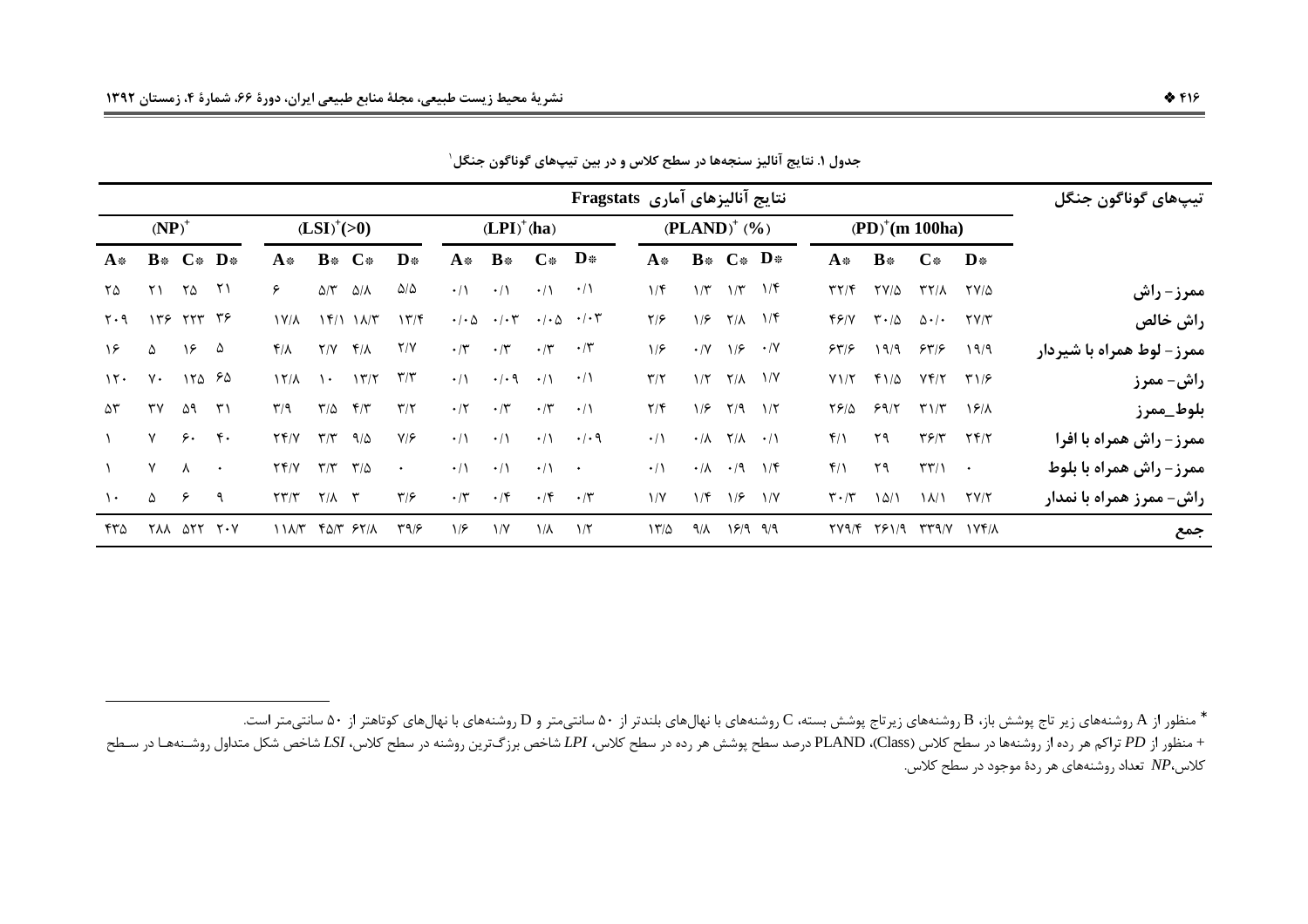جدول ۱. نتایج آنالیز سنجه‌ها در سطح کلاس و در بین تیپ‌های گوناگون جنگل[1]

| تیپ‌های گوناگون جنگل | نتایج آنالیزهای آماری Fragstats | | | | | | | | | | | | | | | | | | | |
|---|---|---|---|---|---|---|---|---|---|---|---|---|---|---|---|---|---|---|---|---|
| | (PD)+(m 100ha) | | | | (PLAND)+ (%) | | | | (LPI)+(ha) | | | | (LSI)+(>0) | | | | (NP)+ | | | |
| | D* | C* | B* | A* | D* | C* | B* | A* | D* | C* | B* | A* | D* | C* | B* | A* | D* | C* | B* | A* |
| ممرز- راش | ۲۷/۵ | ۳۲/۸ | ۲۷/۵ | ۳۲/۴ | ۱/۴ | ۱/۳ | ۱/۳ | ۱/۴ | ۰/۱ | ۰/۱ | ۰/۱ | ۰/۱ | ۵/۵ | ۵/۸ | ۵/۳ | ۶ | ۲۱ | ۲۵ | ۲۱ | ۲۵ |
| راش خالص | ۲۷/۳ | ۵۰/۰ | ۳۰/۵ | ۴۶/۷ | ۱/۴ | ۲/۸ | ۱/۶ | ۲/۶ | ۰/۰۳ | ۰/۰۵ | ۰/۰۳ | ۰/۰۵ | ۱۳/۴ | ۱۸/۳ | ۱۴/۱ | ۱۷/۸ | ۳۶ | ۲۲۳ | ۱۳۶ | ۲۰۹ |
| ممرز- لوط همراه با شیردار | ۱۹/۹ | ۶۳/۶ | ۱۹/۹ | ۶۳/۶ | ۰/۷ | ۱/۶ | ۰/۷ | ۱/۶ | ۰/۳ | ۰/۳ | ۰/۳ | ۰/۳ | ۲/۷ | ۴/۸ | ۲/۷ | ۴/۸ | ۵ | ۱۶ | ۵ | ۱۶ |
| راش- ممرز | ۳۱/۶ | ۷۴/۲ | ۴۱/۵ | ۷۱/۲ | ۱/۷ | ۲/۸ | ۱/۲ | ۳/۲ | ۰/۱ | ۰/۱ | ۰/۰۹ | ۰/۱ | ۳/۳ | ۱۳/۲ | ۱۰ | ۱۲/۸ | ۶۵ | ۱۲۵ | ۷۰ | ۱۲۰ |
| بلوط_ممرز | ۱۶/۸ | ۳۱/۳ | ۶۹/۲ | ۲۶/۵ | ۱/۲ | ۲/۹ | ۱/۶ | ۲/۴ | ۰/۱ | ۰/۳ | ۰/۳ | ۰/۲ | ۳/۲ | ۴/۳ | ۳/۵ | ۳/۹ | ۳۱ | ۵۹ | ۳۷ | ۵۳ |
| ممرز- راش همراه با افرا | ۲۴/۲ | ۳۶/۳ | ۲۹ | ۴/۱ | ۰/۱ | ۲/۸ | ۰/۸ | ۰/۱ | ۰/۰۹ | ۰/۱ | ۰/۱ | ۰/۱ | ۷/۶ | ۹/۵ | ۳/۳ | ۲۴/۷ | ۴۰ | ۶۰ | ۷ | ۱ |
| ممرز- راش همراه با بلوط | ۰ | ۳۳/۱ | ۲۹ | ۴/۱ | ۱/۴ | ۰/۹ | ۰/۸ | ۰/۱ | ۰ | ۰/۱ | ۰/۱ | ۰/۱ | ۰ | ۳/۵ | ۳/۳ | ۲۴/۷ | ۰ | ۸ | ۷ | ۱ |
| راش- ممرز همراه با نمدار | ۲۷/۲ | ۱۸/۱ | ۱۵/۱ | ۳۰/۳ | ۱/۷ | ۱/۶ | ۱/۴ | ۱/۷ | ۰/۳ | ۰/۴ | ۰/۴ | ۰/۳ | ۳/۶ | ۳ | ۲/۸ | ۲۳/۳ | ۹ | ۶ | ۵ | ۱۰ |
| جمع | ۱۷۴/۸ | ۳۳۹/۷ | ۲۶۱/۹ | ۲۷۹/۴ | ۹/۹ | ۱۶/۹ | ۹/۸ | ۱۳/۵ | ۱/۲ | ۱/۸ | ۱/۷ | ۱/۶ | ۳۹/۶ | ۶۲/۸ | ۴۵/۳ | ۱۱۸/۳ | ۲۰۷ | ۵۲۲ | ۲۸۸ | ۴۳۵ |

* منظور از A روشنه‌های زیر تاج پوشش باز، B روشنه‌های زیرتاج پوشش بسته، C روشنه‌های با نهال‌های بلندتر از ۵۰ سانتی‌متر و D روشنه‌های با نهال‌های کوتاهتر از ۵۰ سانتی‌متر است.

+ منظور از *PD* تراکم هر رده از روشنه‌ها در سطح کلاس (Class)، PLAND درصد سطح پوشش هر رده در سطح کلاس، *LPI* شاخص بزرگ‌ترین روشنه در سطح کلاس، *LSI* شاخص شکل متداول روشنه‌ها در سطح کلاس، *NP* تعداد روشنه‌های هر ردهٔ موجود در سطح کلاس.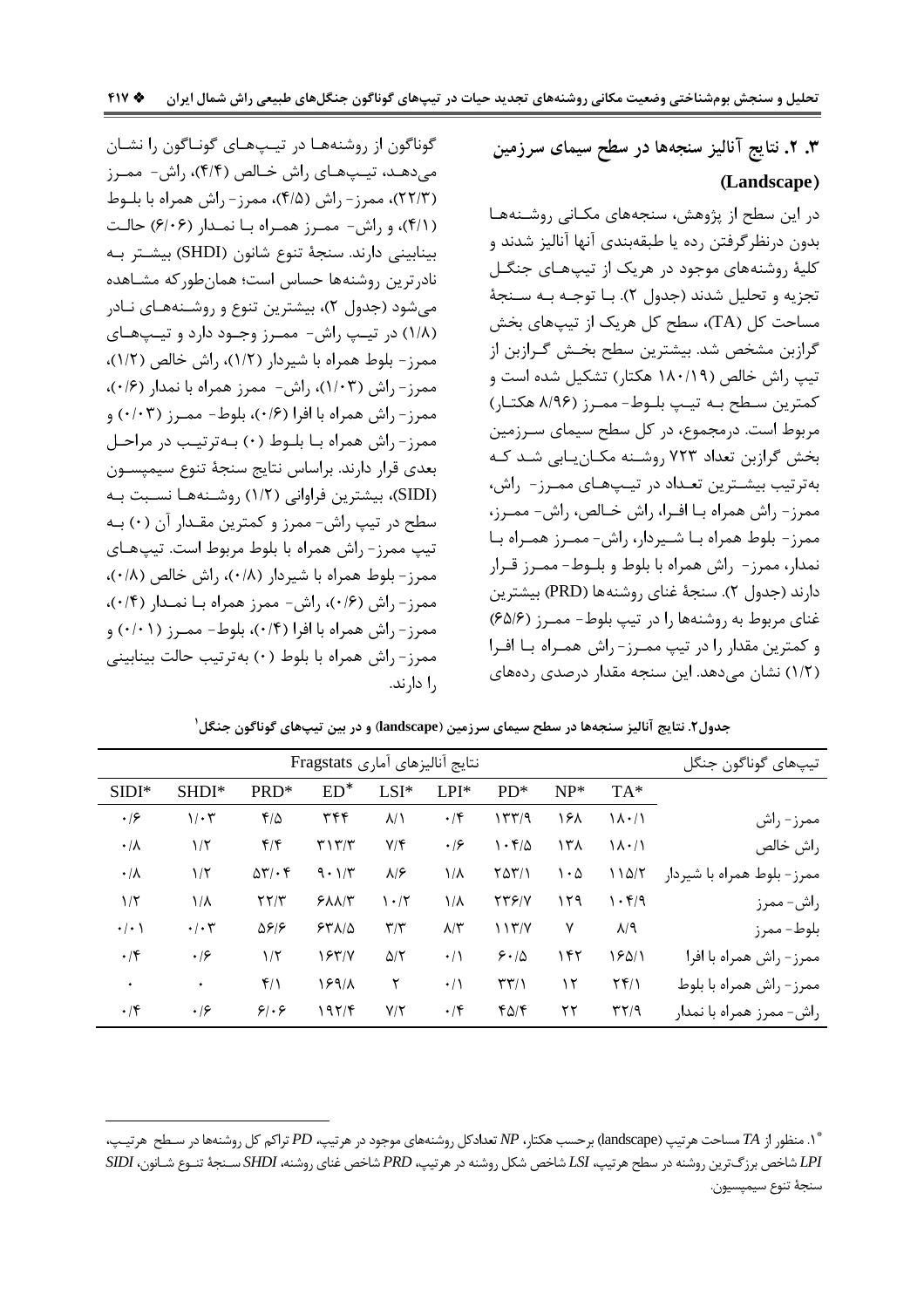### ۳. ۲. نتایج آنالیز سنجه‌ها در سطح سیمای سرزمین (Landscape)

در این سطح از پژوهش، سنجه‌های مکانی روشنه‌ها بدون درنظرگرفتن رده یا طبقه‌بندی آنها آنالیز شدند و کلیهٔ روشنه‌های موجود در هریک از تیپ‌های جنگل تجزیه و تحلیل شدند (جدول ۲). با توجه به سنجهٔ مساحت کل (TA)، سطح کل هریک از تیپ‌های بخش گرازبن مشخص شد. بیشترین سطح بخش گرازبن از تیپ راش خالص (۱۸۰/۱۹ هکتار) تشکیل شده است و کمترین سطح به تیپ بلوط- ممرز (۸/۹۶ هکتار) مربوط است. درمجموع، در کل سطح سیمای سرزمین بخش گرازبن تعداد ۷۲۳ روشنه مکان‌یابی شد که به‌ترتیب بیشترین تعداد در تیپ‌های ممرز- راش، ممرز- راش همراه با افرا، راش خالص، راش- ممرز، ممرز- بلوط همراه با شیردار، راش- ممرز همراه با نمدار، ممرز- راش همراه با بلوط و بلوط- ممرز قرار دارند (جدول ۲). سنجهٔ غنای روشنه‌ها (PRD) بیشترین غنای مربوط به روشنه‌ها را در تیپ بلوط- ممرز (۶۵/۶) و کمترین مقدار را در تیپ ممرز- راش همراه با افرا (۱/۲) نشان می‌دهد. این سنجه مقدار درصدی رده‌های گوناگون از روشنه‌ها در تیپ‌های گوناگون را نشان می‌دهد، تیپ‌های راش خالص (۴/۴)، راش- ممرز (۲۲/۳)، ممرز- راش (۴/۵)، ممرز- راش همراه با بلوط (۴/۱)، و راش- ممرز همراه با نمدار (۶/۰۶) حالت بینابینی دارند. سنجهٔ تنوع شانون (SHDI) بیشتر به نادرترین روشنه‌ها حساس است؛ همان‌طورکه مشاهده می‌شود (جدول ۲)، بیشترین تنوع و روشنه‌های نادر (۱/۸) در تیپ راش- ممرز وجود دارد و تیپ‌های ممرز- بلوط همراه با شیردار (۱/۲)، راش خالص (۱/۲)، ممرز- راش (۱/۰۳)، راش- ممرز همراه با نمدار (۰/۶)، ممرز- راش همراه با افرا (۰/۶)، بلوط- ممرز (۰/۰۳) و ممرز- راش همراه با بلوط (۰) به‌ترتیب در مراحل بعدی قرار دارند. براساس نتایج سنجهٔ تنوع سیمپسون (SIDI)، بیشترین فراوانی (۱/۲) روشنه‌ها نسبت به سطح در تیپ راش- ممرز و کمترین مقدار آن (۰) به تیپ ممرز- راش همراه با بلوط مربوط است. تیپ‌های ممرز- بلوط همراه با شیردار (۰/۸)، راش خالص (۰/۸)، ممرز- راش (۰/۶)، راش- ممرز همراه با نمدار (۰/۴)، ممرز- راش همراه با افرا (۰/۴)، بلوط- ممرز (۰/۰۱) و ممرز- راش همراه با بلوط (۰) به‌ترتیب حالت بینابینی را دارند.

**جدول۲. نتایج آنالیز سنجه‌ها در سطح سیمای سرزمین (landscape) و در بین تیپ‌های گوناگون جنگل[1]**

| تیپ‌های گوناگون جنگل | نتایج آنالیزهای آماری Fragstats | | | | | | | | |
|---|---|---|---|---|---|---|---|---|---|
| | TA* | NP* | PD* | LPI* | LSI* | ED* | PRD* | SHDI* | SIDI* |
| ممرز- راش | ۱۸۰/۱ | ۱۶۸ | ۱۳۳/۹ | ۰/۴ | ۸/۱ | ۳۴۴ | ۴/۵ | ۱/۰۳ | ۰/۶ |
| راش خالص | ۱۸۰/۱ | ۱۳۸ | ۱۰۴/۵ | ۰/۶ | ۷/۴ | ۳۱۳/۳ | ۴/۴ | ۱/۲ | ۰/۸ |
| ممرز- بلوط همراه با شیردار | ۱۱۵/۲ | ۱۰۵ | ۲۵۳/۱ | ۱/۸ | ۸/۶ | ۹۰۱/۳ | ۵۳/۰۴ | ۱/۲ | ۰/۸ |
| راش- ممرز | ۱۰۴/۹ | ۱۲۹ | ۲۳۶/۷ | ۱/۸ | ۱۰/۲ | ۶۸۸/۳ | ۲۲/۳ | ۱/۸ | ۱/۲ |
| بلوط- ممرز | ۸/۹ | ۷ | ۱۱۳/۷ | ۸/۳ | ۳/۳ | ۶۳۸/۵ | ۵۶/۶ | ۰/۰۳ | ۰/۰۱ |
| ممرز- راش همراه با افرا | ۱۶۵/۱ | ۱۴۲ | ۶۰/۵ | ۰/۱ | ۵/۲ | ۱۶۳/۷ | ۱/۲ | ۰/۶ | ۰/۴ |
| ممرز- راش همراه با بلوط | ۲۴/۱ | ۱۲ | ۳۳/۱ | ۰/۱ | ۲ | ۱۶۹/۸ | ۴/۱ | ۰ | ۰ |
| راش- ممرز همراه با نمدار | ۳۲/۹ | ۲۲ | ۴۵/۴ | ۰/۴ | ۷/۲ | ۱۹۲/۴ | ۶/۰۶ | ۰/۶ | ۰/۴ |

*۱. منظور از *TA* مساحت هرتیپ (landscape) برحسب هکتار، *NP* تعدادکل روشنه‌های موجود در هرتیپ، *PD* تراکم کل روشنه‌ها در سطح هرتیپ، *LPI* شاخص بزرگ‌ترین روشنه در سطح هرتیپ، *LSI* شاخص شکل روشنه در هرتیپ، *PRD* شاخص غنای روشنه، *SHDI* سنجهٔ تنوع شانون، *SIDI* سنجهٔ تنوع سیمپسون.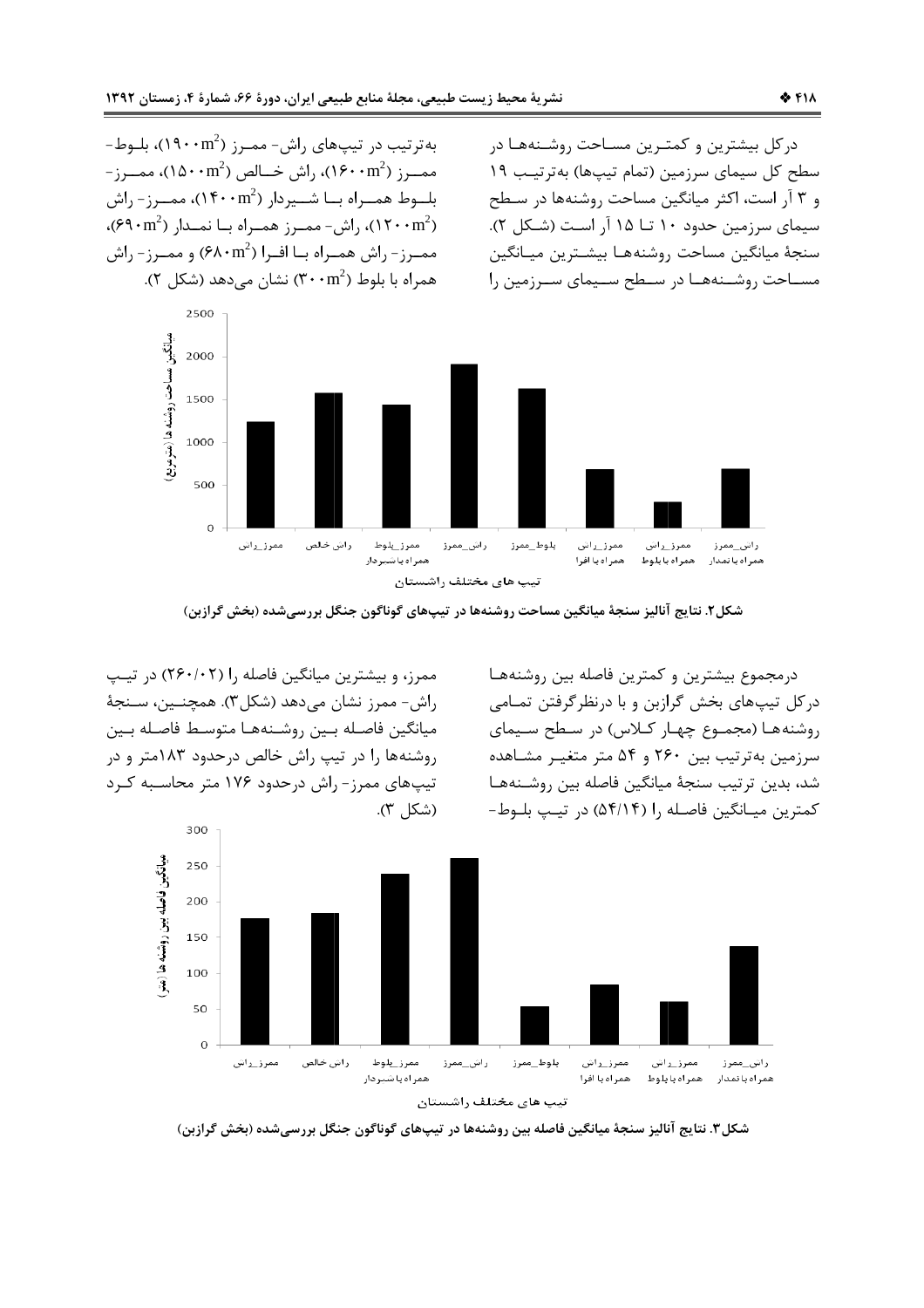درکل بیشترین و کمترین مساحت روشنه‌ها در سطح کل سیمای سرزمین (تمام تیپ‌ها) به‌ترتیب ۱۹ و ۳ آر است، اکثر میانگین مساحت روشنه‌ها در سطح سیمای سرزمین حدود ۱۰ تا ۱۵ آر است (شکل ۲). سنجهٔ میانگین مساحت روشنه‌ها بیشترین میانگین مساحت روشنه‌ها در سطح سیمای سرزمین را به‌ترتیب در تیپ‌های راش- ممرز ($1900 m^2$)، بلوط- ممرز ($1600 m^2$)، راش خالص ($1500 m^2$)، ممرز- بلوط همراه با شیردار ($1400 m^2$)، ممرز- راش ($1200 m^2$)، راش- ممرز همراه با نمدار ($690 m^2$)، ممرز- راش همراه با افرا ($680 m^2$) و ممرز- راش همراه با بلوط ($300 m^2$) نشان می‌دهد (شکل ۲).

شکل۲. نتایج آنالیز سنجهٔ میانگین مساحت روشنه‌ها در تیپ‌های گوناگون جنگل بررسی‌شده (بخش گرازبن)

درمجموع بیشترین و کمترین فاصله بین روشنه‌ها درکل تیپ‌های بخش گرازبن و با درنظرگرفتن تمامی روشنه‌ها (مجموع چهار کلاس) در سطح سیمای سرزمین به‌ترتیب بین ۲۶۰ و ۵۴ متر متغیر مشاهده شد، بدین ترتیب سنجهٔ میانگین فاصله بین روشنه‌ها کمترین میانگین فاصله را (۵۴/۱۴) در تیپ بلوط- ممرز، و بیشترین میانگین فاصله را (۲۶۰/۰۲) در تیپ راش- ممرز نشان می‌دهد (شکل۳). همچنین، سنجهٔ میانگین فاصله بین روشنه‌ها متوسط فاصله بین روشنه‌ها را در تیپ راش خالص درحدود ۱۸۳متر و در تیپ‌های ممرز- راش درحدود ۱۷۶ متر محاسبه کرد (شکل ۳).

شکل۳. نتایج آنالیز سنجهٔ میانگین فاصله بین روشنه‌ها در تیپ‌های گوناگون جنگل بررسی‌شده (بخش گرازبن)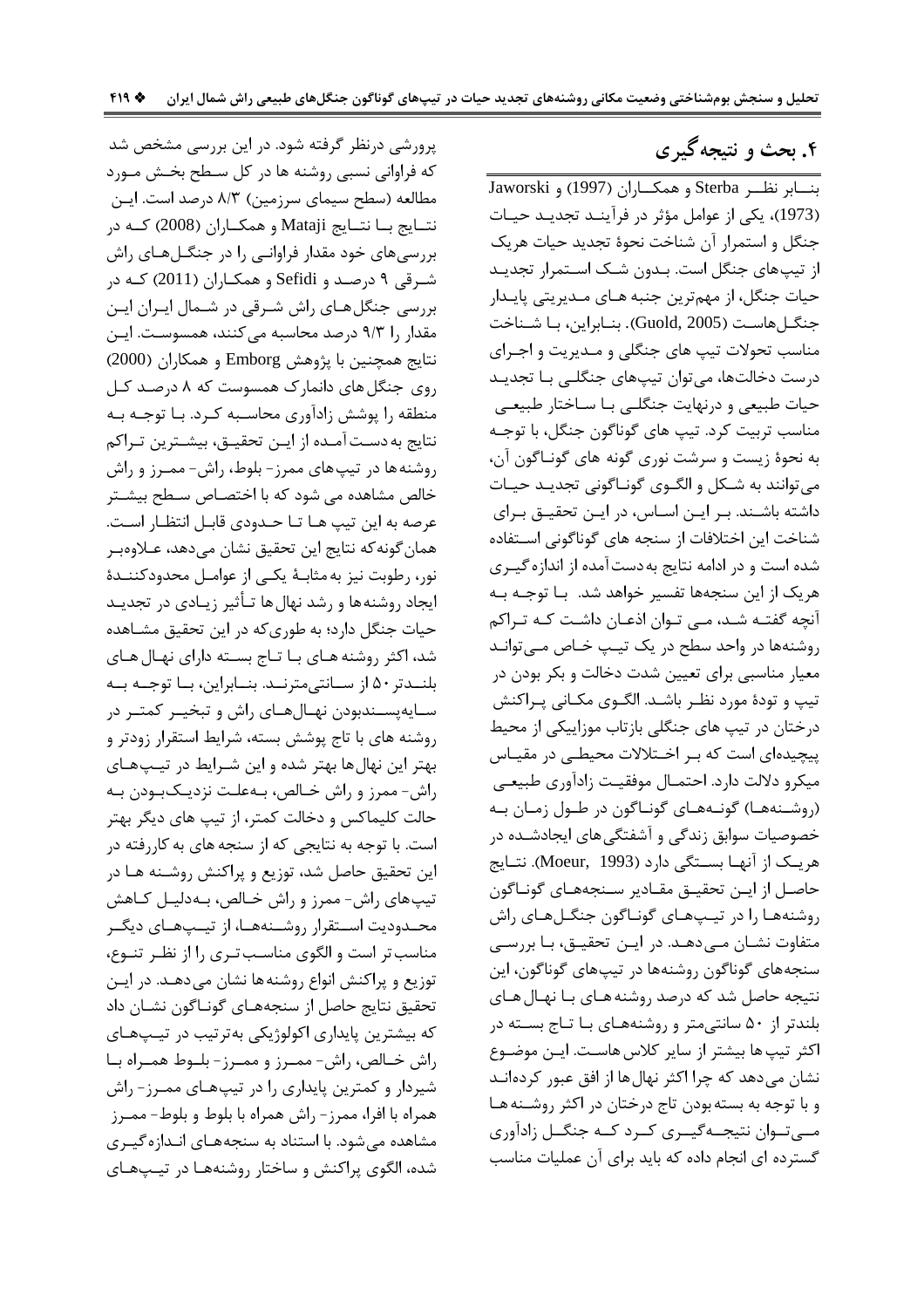## ۴. بحث و نتیجه‌گیری

بنابر نظر Sterba و همکاران (1997) و Jaworski (1973)، یکی از عوامل مؤثر در فرآیند تجدید حیات جنگل و استمرار آن شناخت نحوهٔ تجدید حیات هریک از تیپ‌های جنگل است. بدون شک استمرار تجدید حیات جنگل، از مهم‌ترین جنبه های مدیریتی پایدار جنگل‌هاست (Guold, 2005). بنابراین، با شناخت مناسب تحولات تیپ های جنگلی و مدیریت و اجرای درست دخالت‌ها، می‌توان تیپ‌های جنگلی با تجدید حیات طبیعی و درنهایت جنگلی با ساختار طبیعی مناسب تربیت کرد. تیپ های گوناگون جنگل، با توجه به نحوهٔ زیست و سرشت نوری گونه های گوناگون آن، می‌توانند به شکل و الگوی گوناگونی تجدید حیات داشته باشند. بر این اساس، در این تحقیق برای شناخت این اختلافات از سنجه های گوناگونی استفاده شده است و در ادامه نتایج به‌دست‌آمده از اندازه‌گیری هریک از این سنجه‌ها تفسیر خواهد شد. با توجه به آنچه گفته شد، می توان اذعان داشت که تراکم روشنه‌ها در واحد سطح در یک تیپ خاص می‌تواند معیار مناسبی برای تعیین شدت دخالت و بکر بودن در تیپ و تودهٔ مورد نظر باشد. الگوی مکانی پراکنش درختان در تیپ های جنگلی بازتاب موزاییکی از محیط پیچیده‌ای است که بر اختلالات محیطی در مقیاس میکرو دلالت دارد. احتمال موفقیت زادآوری طبیعی (روشنه‌ها) گونه‌های گوناگون در طول زمان به خصوصیات سوابق زندگی و آشفتگی‌های ایجادشده در هریک از آنها بستگی دارد (Moeur, 1993). نتایج حاصل از این تحقیق مقادیر سنجه‌های گوناگون روشنه‌ها را در تیپ‌های گوناگون جنگل‌های راش متفاوت نشان می‌دهد. در این تحقیق، با بررسی سنجه‌های گوناگون روشنه‌ها در تیپ‌های گوناگون، این نتیجه حاصل شد که درصد روشنه های با نهال های بلندتر از ۵۰ سانتی‌متر و روشنه‌های با تاج بسته در اکثر تیپ ها بیشتر از سایر کلاس هاست. این موضوع نشان می‌دهد که چرا اکثر نهال‌ها از افق عبور کرده‌اند و با توجه به بسته‌بودن تاج درختان در اکثر روشنه‌ها می‌توان نتیجه‌گیری کرد که جنگل زادآوری گسترده ای انجام داده که باید برای آن عملیات مناسب پرورشی درنظر گرفته شود. در این بررسی مشخص شد که فراوانی نسبی روشنه ها در کل سطح بخش مورد مطالعه (سطح سیمای سرزمین) ۸/۳ درصد است. این نتایج با نتایج Mataji و همکاران (2008) که در بررسی‌های خود مقدار فراوانی را در جنگل‌های راش شرقی ۹ درصد و Sefidi و همکاران (2011) که در بررسی جنگل‌های راش شرقی در شمال ایران این مقدار را ۹/۳ درصد محاسبه می‌کنند، همسوست. این نتایج همچنین با پژوهش Emborg و همکاران (2000) روی جنگل های دانمارک همسوست که ۸ درصد کل منطقه را پوشش زادآوری محاسبه کرد. با توجه به نتایج به‌دست‌آمده از این تحقیق، بیشترین تراکم روشنه‌ها در تیپ‌های ممرز- بلوط، راش- ممرز و راش خالص مشاهده می شود که با اختصاص سطح بیشتر عرصه به این تیپ ها تا حدودی قابل انتظار است. همان‌گونه‌که نتایج این تحقیق نشان می‌دهد، علاوه‌بر نور، رطوبت نیز به‌مثابهٔ یکی از عوامل محدودکنندهٔ ایجاد روشنه‌ها و رشد نهال‌ها تأثیر زیادی در تجدید حیات جنگل دارد؛ به طوری‌که در این تحقیق مشاهده شد، اکثر روشنه های با تاج بسته دارای نهال های بلندتر ۵۰ از سانتی‌مترند. بنابراین، با توجه به سایه‌پسندبودن نهال‌های راش و تبخیر کمتر در روشنه های با تاج پوشش بسته، شرایط استقرار زودتر و بهتر این نهال‌ها بهتر شده و این شرایط در تیپ‌های راش- ممرز و راش خالص، به‌علت نزدیک‌بودن به حالت کلیماکس و دخالت کمتر، از تیپ های دیگر بهتر است. با توجه به نتایجی که از سنجه های به‌کاررفته در این تحقیق حاصل شد، توزیع و پراکنش روشنه ها در تیپ‌های راش- ممرز و راش خالص، به‌دلیل کاهش محدودیت استقرار روشنه‌ها، از تیپ‌های دیگر مناسب‌تر است و الگوی مناسب‌تری را از نظر تنوع، توزیع و پراکنش انواع روشنه‌ها نشان می‌دهد. در این تحقیق نتایج حاصل از سنجه‌های گوناگون نشان داد که بیشترین پایداری اکولوژیکی به‌ترتیب در تیپ‌های راش خالص، راش- ممرز و ممرز- بلوط همراه با شیردار و کمترین پایداری را در تیپ‌های ممرز- راش همراه با افرا، ممرز- راش همراه با بلوط و بلوط- ممرز مشاهده می‌شود. با استناد به سنجه‌های اندازه‌گیری شده، الگوی پراکنش و ساختار روشنه‌ها در تیپ‌های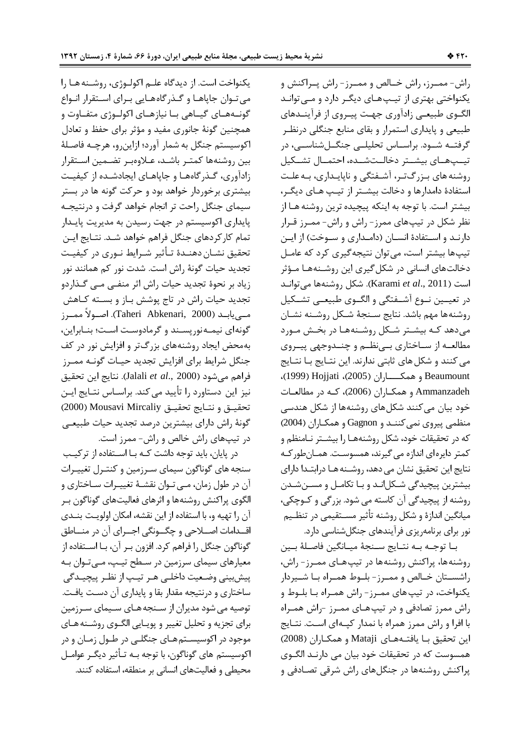راش- ممـرز، راش خـالص و ممـرز- راش پـراکنش و یکنواختی بهتری از تیـپ‌هـای دیگـر دارد و مـی‌توانـد الگـوی طبیعـی زادآوری جهـت پیـروی از فرآینـدهای طبیعی و پایداری استمرار و بقای منابع جنگلی درنظـر گرفتـه شـود. براسـاس تحلیلـی جنگـل‌شناسـی، در تیـپ‌هـای بیشـتر دخالـت‌شـده، احتمـال تشـکیل روشنه‌های بـزرگ‌تـر، آشـفتگی و ناپایـداری، بـه‌علـت استفادهٔ دامدارها و دخالت بیشـتر از تیـپ هـای دیگـر، بیشتر است. با توجه به اینکه پیچیده ترین روشنه هـا از نظر شکل در تیپ‌های ممرز- راش و راش- ممـرز قـرار دارنـد و اسـتفادهٔ انسـان (دامـداری و سـوخت) از ایـن تیپ‌ها بیشتر است، می‌توان نتیجه‌گیری کرد که عامـل دخالت‌های انسانی در شکل‌گیری این روشـنه‌هـا مـؤثر است (Karami *et al.*, 2011). شکل روشنه‌ها می‌توانـد در تعیـین نـوع آشـفتگی و الگـوی طبیعـی تشـکیل روشنه‌ها مهم باشد. نتایج سـنجهٔ شـکل روشـنه نشـان می‌دهد کـه بیشـتر شـکل روشـنه‌هـا در بخـش مـورد مطالعـه از سـاختاری بـی‌نظـم و چنـدوجهی پیـروی می‌کنند و شکل‌های ثابتی ندارند. این نتـایج بـا نتـایج Beaumount و همکـــاران (2005)، Hojjati (1999)، Ammanzadeh و همکـاران (2006)، کـه در مطالعـات خود بیان می‌کنند شکل‌های روشنه‌ها از شکل هندسی منظمی پیروی نمی‌کننـد و Gagnon و همکـاران (2004) که در تحقیقات خود، شکل روشنه‌هـا را بیشـتر نـامنظم و کمتر دایره‌ای اندازه می‌گیرند، همسوسـت. همـان‌طورکـه نتایج این تحقیق نشان می‌دهد، روشـنه‌هـا درابتـدا دارای بیشترین پیچیدگی شـکل‌انـد و بـا تکامـل و مسـن‌شـدن روشنه از پیچیدگی آن کاسته می‌شود. بزرگی و کـوچکی، میانگین اندازهٔ و شکل روشنه تأثیر مسـتقیمی در تنظـیم نور برای برنامه‌ریزی فرآیندهای جنگل‌شناسی دارد.

بـا توجـه بـه نتـایج سـنجهٔ میـانگین فاصـلهٔ بـین روشنه‌ها، پراکنش روشنه‌ها در تیپ‌هـای ممـرز- راش، راشسـتان خـالص و ممـرز- بلـوط همـراه بـا شـیردار یکنواخت، در تیپ‌های ممـرز- راش همـراه بـا بلـوط و راش ممرز تصادفی و در تیپ‌هـای ممـرز -راش همـراه با افرا و راش ممرز همراه با نمدار کپـه‌ای اسـت. نتـایج این تحقیق بـا یافتـه‌هـای Mataji و همکـاران (2008) همسوست که در تحقیقات خود بیان می دارنـد الگـوی پراکنش روشنه‌ها در جنگل‌های راش شرقی تصـادفی و یکنواخت است. از دیدگاه علـم اکولـوژی، روشـنه‌هـا را می‌تـوان جاپاهـا و گـذرگاه‌هـایی بـرای اسـتقرار انـواع گونـه‌هـای گیـاهی بـا نیازهـای اکولـوژی متفـاوت و همچنین گونهٔ جانوری مفید و مؤثر برای حفظ و تعادل اکوسیستم جنگل به شمار آورد؛ ازاین‌رو، هرچـه فاصـلهٔ بین روشنه‌ها کمتـر باشـد، عـلاوه‌بـر تضـمین اسـتقرار زادآوری، گـذرگاه‌هـا و جاپاهـای ایجادشـده از کیفیـت بیشتری برخوردار خواهد بود و حرکت گونه ها در بستر سیمای جنگل راحت تر انجام خواهد گرفت و درنتیجـه پایداری اکوسیستم در جهت رسیدن به مدیریت پایـدار تمام کارکردهای جنگل فراهم خواهد شـد. نتـایج ایـن تحقیق نشـان دهنـدهٔ تـأثیر شـرایط نـوری در کیفیـت تجدید حیات گونهٔ راش است. شدت نور کم همانند نور زیاد بر نحوهٔ تجدید حیات راش اثر منفـی مـی گـذاردو تجدید حیات راش در تاج پوشش بـاز و بسـته کـاهش مـی‌یابـد (Taheri Abkenari, 2000). اصـولاً ممـرز گونه‌ای نیمـه‌نورپسـند و گرمادوسـت اسـت؛ بنـابراین، به‌محض ایجاد روشنه‌های بزرگ‌تر و افزایش نور در کف جنگل شرایط برای افزایش تجدید حیـات گونـه ممـرز فراهم می‌شود (Jalali *et al.*, 2000). نتایج این تحقیق نیز این دستاورد را تأیید می‌کند. براسـاس نتـایج ایـن تحقیـق و نتـایج تحقیـق Mousavi Mircaliy (2000) گونهٔ راش دارای بیشترین درصد تجدید حیات طبیعـی در تیپ‌های راش خالص و راش- ممرز است.

در پایان، باید توجه داشت کـه بـا اسـتفاده از ترکیـب سنجه های گوناگون سیمای سـرزمین و کنتـرل تغییـرات آن در طول زمان، مـی‌تـوان نقشـهٔ تغییـرات سـاختاری و الگوی پراکنش روشنه‌ها و اثرهای فعالیت‌های گوناگون بـر آن را تهیه و، با استفاده از این نقشه، امکان اولویـت بنـدی اقـدامات اصـلاحی و چگـونگی اجـرای آن در منـاطق گوناگون جنگل را فراهم کرد. افزون بـر آن، بـا اسـتفاده از معیارهای سیمای سرزمین در سـطح تیـپ، مـی‌تـوان بـه پیش‌بینی وضـعیت داخلـی هـر تیـپ از نظـر پیچیـدگی ساختاری و درنتیجه مقدار بقا و پایداری آن دسـت یافـت. توصیه می شود مدیران از سـنجه‌هـای سـیمای سـرزمین برای تجزیه و تحلیل تغییر و پویـایی الگـوی روشـنه‌هـای موجود در اکوسیسـتم‌هـای جنگلـی در طـول زمـان و در اکوسیستم های گوناگون، با توجه بـه تـأثیر دیگـر عوامـل محیطی و فعالیت‌های انسانی بر منطقه، استفاده کنند.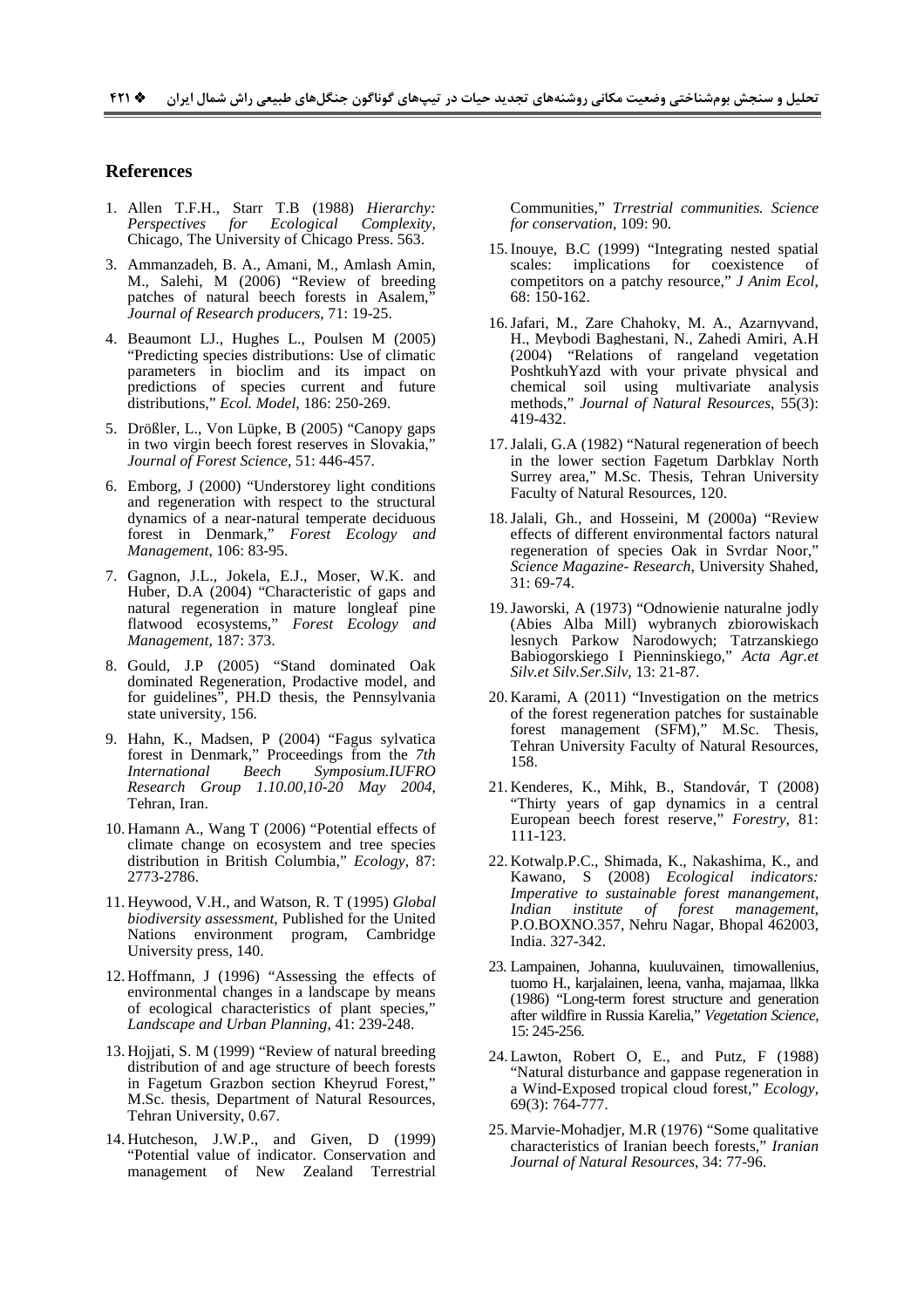## References

1. Allen T.F.H., Starr T.B (1988) *Hierarchy: Perspectives for Ecological Complexity*, Chicago, The University of Chicago Press. 563.
3. Ammanzadeh, B. A., Amani, M., Amlash Amin, M., Salehi, M (2006) "Review of breeding patches of natural beech forests in Asalem," *Journal of Research producers*, 71: 19-25.
4. Beaumont LJ., Hughes L., Poulsen M (2005) "Predicting species distributions: Use of climatic parameters in bioclim and its impact on predictions of species current and future distributions," *Ecol. Model*, 186: 250-269.
5. Drößler, L., Von Lüpke, B (2005) "Canopy gaps in two virgin beech forest reserves in Slovakia," *Journal of Forest Science*, 51: 446-457.
6. Emborg, J (2000) "Understorey light conditions and regeneration with respect to the structural dynamics of a near-natural temperate deciduous forest in Denmark," *Forest Ecology and Management*, 106: 83-95.
7. Gagnon, J.L., Jokela, E.J., Moser, W.K. and Huber, D.A (2004) "Characteristic of gaps and natural regeneration in mature longleaf pine flatwood ecosystems," *Forest Ecology and Management*, 187: 373.
8. Gould, J.P (2005) "Stand dominated Oak dominated Regeneration, Prodactive model, and for guidelines", PH.D thesis, the Pennsylvania state university, 156.
9. Hahn, K., Madsen, P (2004) "Fagus sylvatica forest in Denmark," Proceedings from the *7th International Beech Symposium.IUFRO Research Group 1.10.00,10-20 May 2004*, Tehran, Iran.
10. Hamann A., Wang T (2006) "Potential effects of climate change on ecosystem and tree species distribution in British Columbia," *Ecology*, 87: 2773-2786.
11. Heywood, V.H., and Watson, R. T (1995) *Global biodiversity assessment*, Published for the United Nations environment program, Cambridge University press, 140.
12. Hoffmann, J (1996) "Assessing the effects of environmental changes in a landscape by means of ecological characteristics of plant species," *Landscape and Urban Planning*, 41: 239-248.
13. Hojjati, S. M (1999) "Review of natural breeding distribution of and age structure of beech forests in Fagetum Grazbon section Kheyrud Forest," M.Sc. thesis, Department of Natural Resources, Tehran University, 0.67.
14. Hutcheson, J.W.P., and Given, D (1999) "Potential value of indicator. Conservation and management of New Zealand Terrestrial Communities," *Trrestrial communities. Science for conservation*, 109: 90.
15. Inouye, B.C (1999) "Integrating nested spatial scales: implications for coexistence of competitors on a patchy resource," *J Anim Ecol*, 68: 150-162.
16. Jafari, M., Zare Chahoky, M. A., Azarnyvand, H., Meybodi Baghestani, N., Zahedi Amiri, A.H (2004) "Relations of rangeland vegetation PoshtkuhYazd with your private physical and chemical soil using multivariate analysis methods," *Journal of Natural Resources*, 55(3): 419-432.
17. Jalali, G.A (1982) "Natural regeneration of beech in the lower section Fagetum Darbklay North Surrey area," M.Sc. Thesis, Tehran University Faculty of Natural Resources, 120.
18. Jalali, Gh., and Hosseini, M (2000a) "Review effects of different environmental factors natural regeneration of species Oak in Svrdar Noor," *Science Magazine- Research*, University Shahed, 31: 69-74.
19. Jaworski, A (1973) "Odnowienie naturalne jodly (Abies Alba Mill) wybranych zbiorowiskach lesnych Parkow Narodowych; Tatrzanskiego Babiogorskiego I Pienninskiego," *Acta Agr.et Silv.et Silv.Ser.Silv*, 13: 21-87.
20. Karami, A (2011) "Investigation on the metrics of the forest regeneration patches for sustainable forest management (SFM)," M.Sc. Thesis, Tehran University Faculty of Natural Resources, 158.
21. Kenderes, K., Mihk, B., Standovár, T (2008) "Thirty years of gap dynamics in a central European beech forest reserve," *Forestry*, 81: 111-123.
22. Kotwalp.P.C., Shimada, K., Nakashima, K., and Kawano, S (2008) *Ecological indicators: Imperative to sustainable forest manangement, Indian institute of forest management*, P.O.BOXNO.357, Nehru Nagar, Bhopal 462003, India. 327-342.
23. Lampainen, Johanna, kuuluvainen, timowallenius, tuomo H., karjalainen, leena, vanha, majamaa, llkka (1986) "Long-term forest structure and generation after wildfire in Russia Karelia," *Vegetation Science*, 15: 245-256.
24. Lawton, Robert O, E., and Putz, F (1988) "Natural disturbance and gappase regeneration in a Wind-Exposed tropical cloud forest," *Ecology*, 69(3): 764-777.
25. Marvie-Mohadjer, M.R (1976) "Some qualitative characteristics of Iranian beech forests," *Iranian Journal of Natural Resources*, 34: 77-96.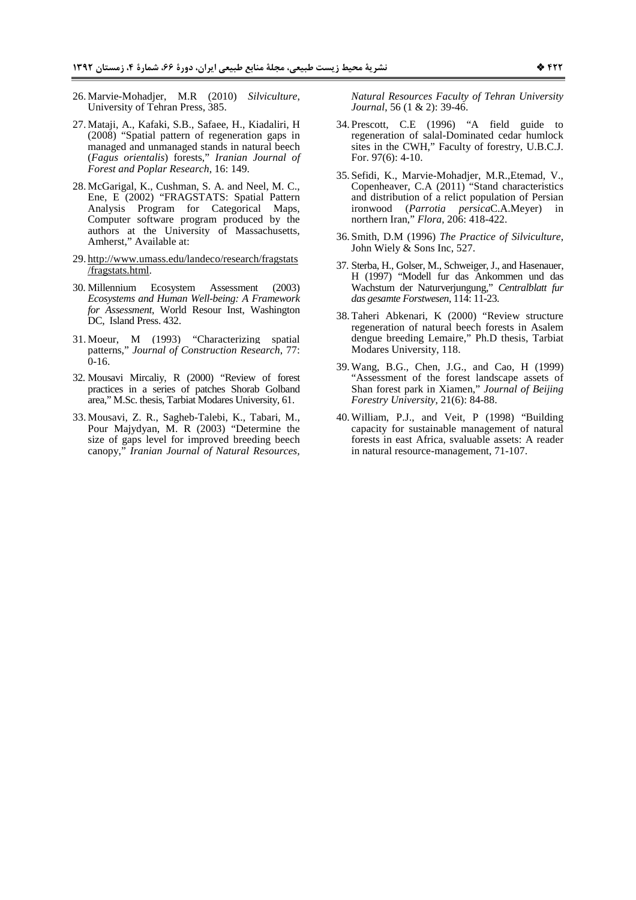26. Marvie-Mohadjer, M.R (2010) *Silviculture*, University of Tehran Press, 385.

27. Mataji, A., Kafaki, S.B., Safaee, H., Kiadaliri, H (2008) "Spatial pattern of regeneration gaps in managed and unmanaged stands in natural beech (*Fagus orientalis*) forests," *Iranian Journal of Forest and Poplar Research*, 16: 149.

28. McGarigal, K., Cushman, S. A. and Neel, M. C., Ene, E (2002) "FRAGSTATS: Spatial Pattern Analysis Program for Categorical Maps, Computer software program produced by the authors at the University of Massachusetts, Amherst," Available at:

29. http://www.umass.edu/landeco/research/fragstats/fragstats.html.

30. Millennium Ecosystem Assessment (2003) *Ecosystems and Human Well-being: A Framework for Assessment*, World Resour Inst, Washington DC, Island Press. 432.

31. Moeur, M (1993) "Characterizing spatial patterns," *Journal of Construction Research*, 77: 0-16.

32. Mousavi Mircaliy, R (2000) "Review of forest practices in a series of patches Shorab Golband area," M.Sc. thesis, Tarbiat Modares University, 61.

33. Mousavi, Z. R., Sagheb-Talebi, K., Tabari, M., Pour Majydyan, M. R (2003) "Determine the size of gaps level for improved breeding beech canopy," *Iranian Journal of Natural Resources, Natural Resources Faculty of Tehran University Journal*, 56 (1 & 2): 39-46.

34. Prescott, C.E (1996) "A field guide to regeneration of salal-Dominated cedar humlock sites in the CWH," Faculty of forestry, U.B.C.J. For. 97(6): 4-10.

35. Sefidi, K., Marvie-Mohadjer, M.R.,Etemad, V., Copenheaver, C.A (2011) "Stand characteristics and distribution of a relict population of Persian ironwood (*Parrotia persica*C.A.Meyer) in northern Iran," *Flora*, 206: 418-422.

36. Smith, D.M (1996) *The Practice of Silviculture*, John Wiely & Sons Inc, 527.

37. Sterba, H., Golser, M., Schweiger, J., and Hasenauer, H (1997) "Modell fur das Ankommen und das Wachstum der Naturverjungung," *Centralblatt fur das gesamte Forstwesen*, 114: 11-23.

38. Taheri Abkenari, K (2000) "Review structure regeneration of natural beech forests in Asalem dengue breeding Lemaire," Ph.D thesis, Tarbiat Modares University, 118.

39. Wang, B.G., Chen, J.G., and Cao, H (1999) "Assessment of the forest landscape assets of Shan forest park in Xiamen," *Journal of Beijing Forestry University*, 21(6): 84-88.

40. William, P.J., and Veit, P (1998) "Building capacity for sustainable management of natural forests in east Africa, svaluable assets: A reader in natural resource-management, 71-107.